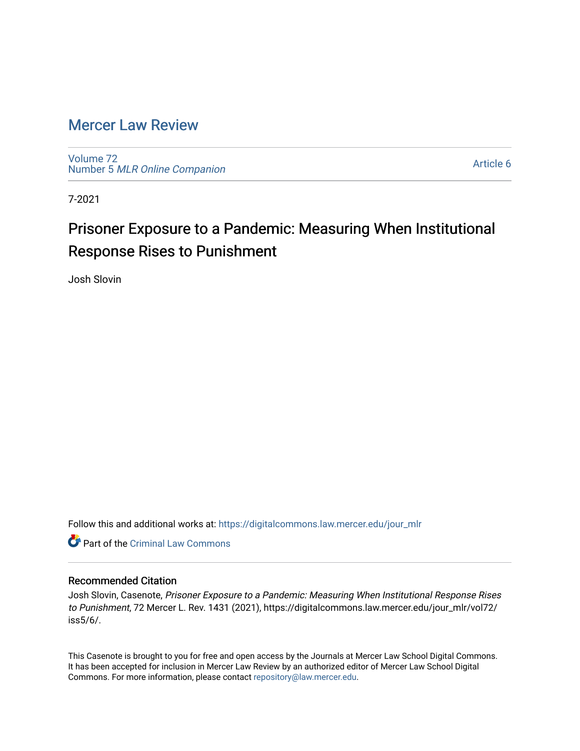# Mercer Law Review

Volume 72
Number 5 *MLR Online Companion*

Article 6

7-2021

## Prisoner Exposure to a Pandemic: Measuring When Institutional Response Rises to Punishment

Josh Slovin

Follow this and additional works at: https://digitalcommons.law.mercer.edu/jour_mlr

Part of the Criminal Law Commons

### Recommended Citation

Josh Slovin, Casenote, *Prisoner Exposure to a Pandemic: Measuring When Institutional Response Rises to Punishment*, 72 Mercer L. Rev. 1431 (2021), https://digitalcommons.law.mercer.edu/jour_mlr/vol72/iss5/6/.

This Casenote is brought to you for free and open access by the Journals at Mercer Law School Digital Commons. It has been accepted for inclusion in Mercer Law Review by an authorized editor of Mercer Law School Digital Commons. For more information, please contact repository@law.mercer.edu.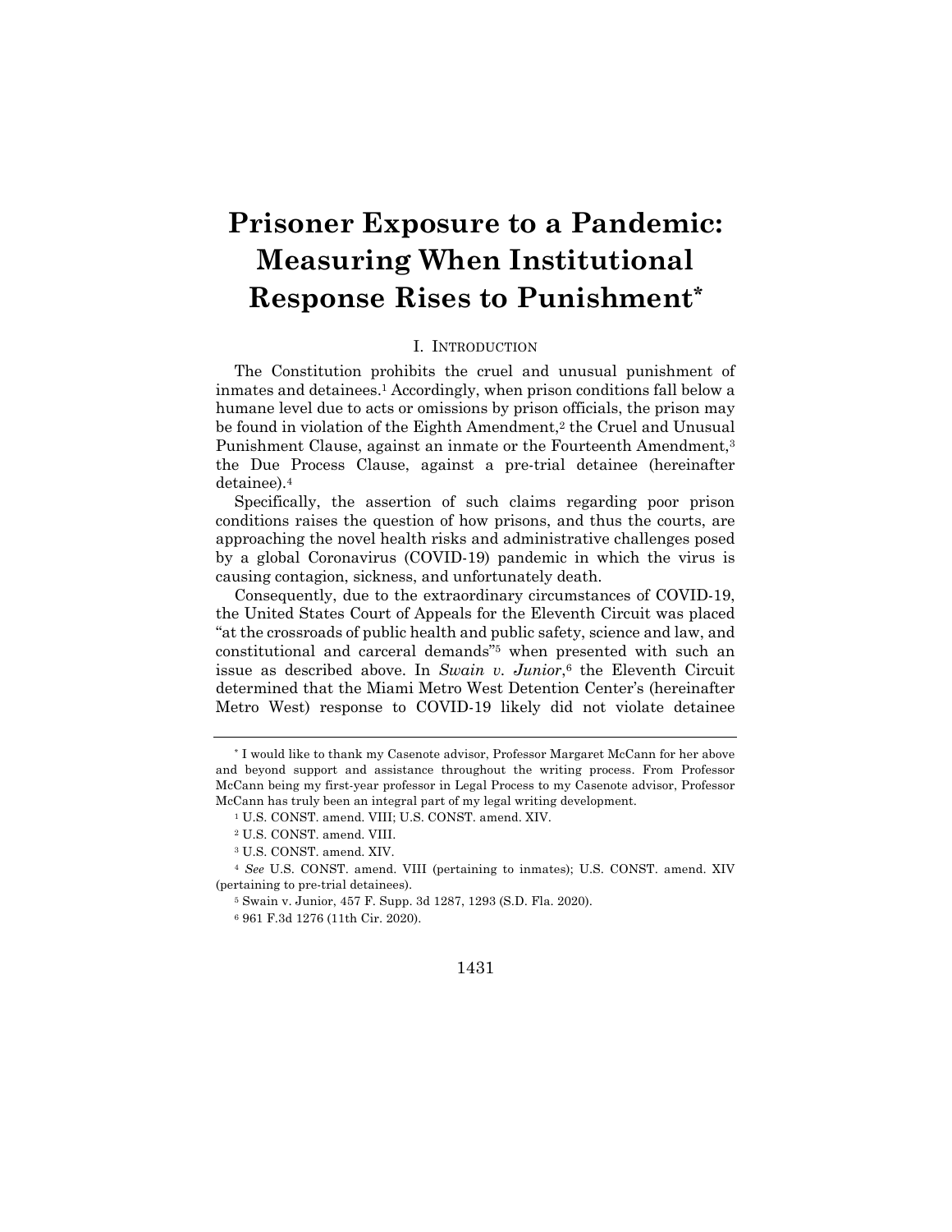# Prisoner Exposure to a Pandemic: Measuring When Institutional Response Rises to Punishment*

## I. Introduction

The Constitution prohibits the cruel and unusual punishment of inmates and detainees.[1] Accordingly, when prison conditions fall below a humane level due to acts or omissions by prison officials, the prison may be found in violation of the Eighth Amendment,[2] the Cruel and Unusual Punishment Clause, against an inmate or the Fourteenth Amendment,[3] the Due Process Clause, against a pre-trial detainee (hereinafter detainee).[4]

Specifically, the assertion of such claims regarding poor prison conditions raises the question of how prisons, and thus the courts, are approaching the novel health risks and administrative challenges posed by a global Coronavirus (COVID-19) pandemic in which the virus is causing contagion, sickness, and unfortunately death.

Consequently, due to the extraordinary circumstances of COVID-19, the United States Court of Appeals for the Eleventh Circuit was placed "at the crossroads of public health and public safety, science and law, and constitutional and carceral demands"[5] when presented with such an issue as described above. In *Swain v. Junior*,[6] the Eleventh Circuit determined that the Miami Metro West Detention Center's (hereinafter Metro West) response to COVID-19 likely did not violate detainee

---

\* I would like to thank my Casenote advisor, Professor Margaret McCann for her above and beyond support and assistance throughout the writing process. From Professor McCann being my first-year professor in Legal Process to my Casenote advisor, Professor McCann has truly been an integral part of my legal writing development.

[1] U.S. CONST. amend. VIII; U.S. CONST. amend. XIV.

[2] U.S. CONST. amend. VIII.

[3] U.S. CONST. amend. XIV.

[4] *See* U.S. CONST. amend. VIII (pertaining to inmates); U.S. CONST. amend. XIV (pertaining to pre-trial detainees).

[5] Swain v. Junior, 457 F. Supp. 3d 1287, 1293 (S.D. Fla. 2020).

[6] 961 F.3d 1276 (11th Cir. 2020).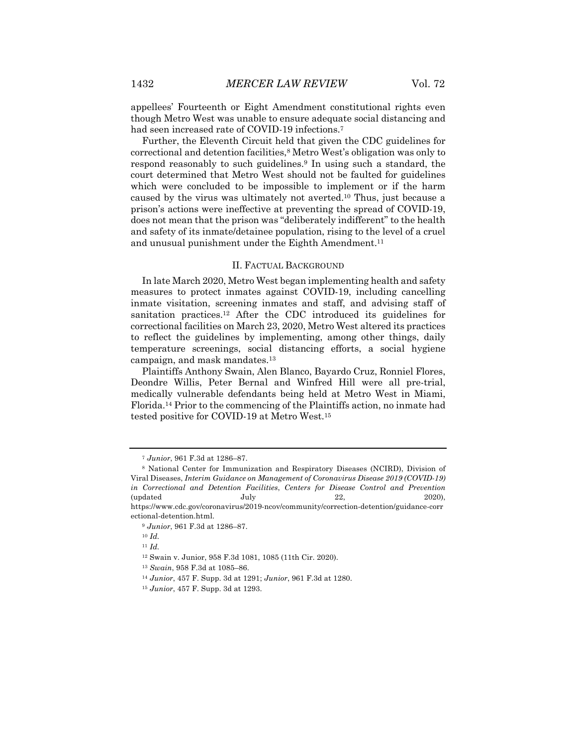appellees' Fourteenth or Eight Amendment constitutional rights even though Metro West was unable to ensure adequate social distancing and had seen increased rate of COVID-19 infections.[7]

Further, the Eleventh Circuit held that given the CDC guidelines for correctional and detention facilities,[8] Metro West's obligation was only to respond reasonably to such guidelines.[9] In using such a standard, the court determined that Metro West should not be faulted for guidelines which were concluded to be impossible to implement or if the harm caused by the virus was ultimately not averted.[10] Thus, just because a prison's actions were ineffective at preventing the spread of COVID-19, does not mean that the prison was "deliberately indifferent" to the health and safety of its inmate/detainee population, rising to the level of a cruel and unusual punishment under the Eighth Amendment.[11]

## II. FACTUAL BACKGROUND

In late March 2020, Metro West began implementing health and safety measures to protect inmates against COVID-19, including cancelling inmate visitation, screening inmates and staff, and advising staff of sanitation practices.[12] After the CDC introduced its guidelines for correctional facilities on March 23, 2020, Metro West altered its practices to reflect the guidelines by implementing, among other things, daily temperature screenings, social distancing efforts, a social hygiene campaign, and mask mandates.[13]

Plaintiffs Anthony Swain, Alen Blanco, Bayardo Cruz, Ronniel Flores, Deondre Willis, Peter Bernal and Winfred Hill were all pre-trial, medically vulnerable defendants being held at Metro West in Miami, Florida.[14] Prior to the commencing of the Plaintiffs action, no inmate had tested positive for COVID-19 at Metro West.[15]

---

[7] *Junior*, 961 F.3d at 1286–87.

[8] National Center for Immunization and Respiratory Diseases (NCIRD), Division of Viral Diseases, *Interim Guidance on Management of Coronavirus Disease 2019 (COVID-19) in Correctional and Detention Facilities*, *Centers for Disease Control and Prevention* (updated July 22, 2020), https://www.cdc.gov/coronavirus/2019-ncov/community/correction-detention/guidance-correctional-detention.html.

[9] *Junior*, 961 F.3d at 1286–87.

[10] *Id.*

[11] *Id.*

[12] Swain v. Junior, 958 F.3d 1081, 1085 (11th Cir. 2020).

[13] *Swain*, 958 F.3d at 1085–86.

[14] *Junior*, 457 F. Supp. 3d at 1291; *Junior*, 961 F.3d at 1280.

[15] *Junior*, 457 F. Supp. 3d at 1293.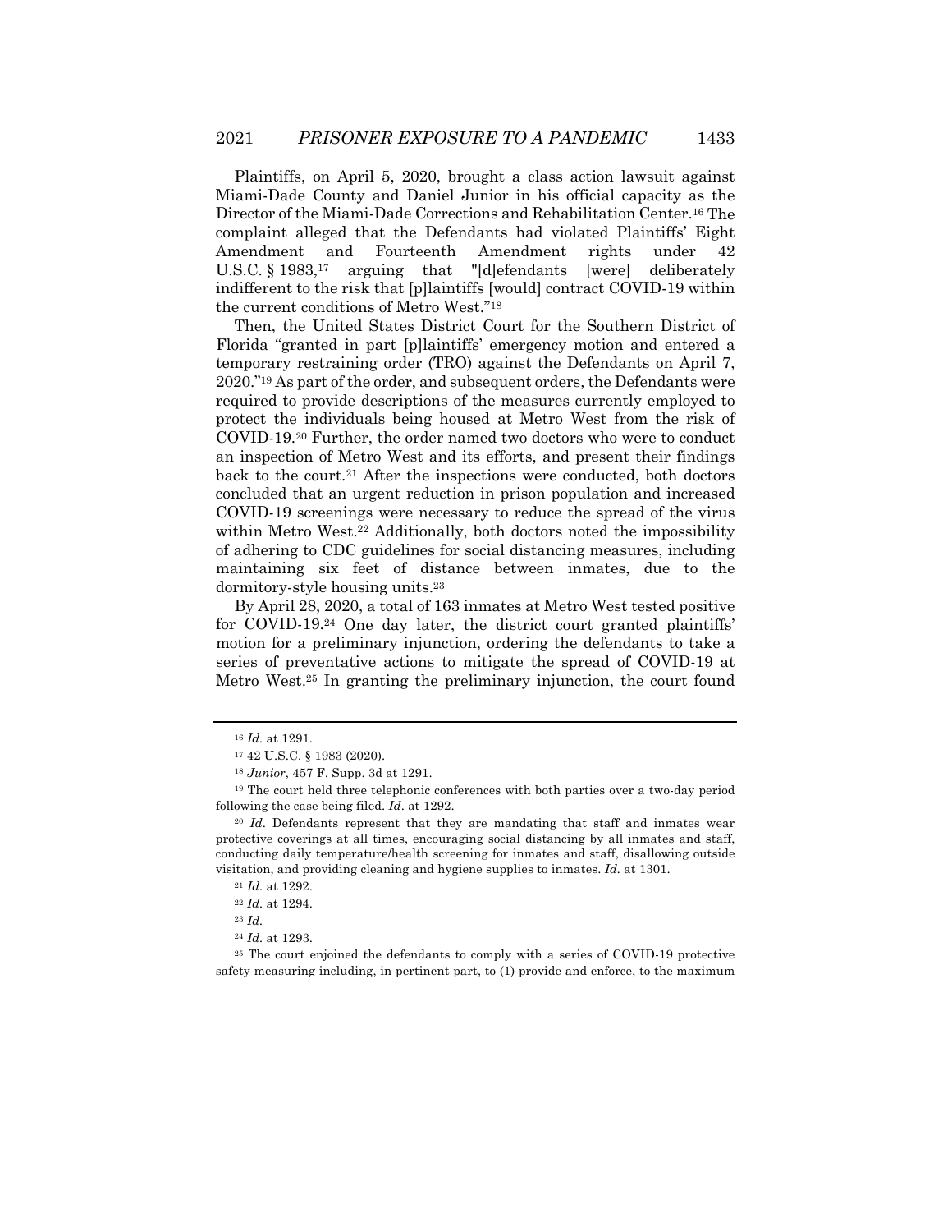Plaintiffs, on April 5, 2020, brought a class action lawsuit against Miami-Dade County and Daniel Junior in his official capacity as the Director of the Miami-Dade Corrections and Rehabilitation Center.[16] The complaint alleged that the Defendants had violated Plaintiffs' Eight Amendment and Fourteenth Amendment rights under 42 U.S.C. § 1983,[17] arguing that "[d]efendants [were] deliberately indifferent to the risk that [p]laintiffs [would] contract COVID-19 within the current conditions of Metro West."[18]

Then, the United States District Court for the Southern District of Florida "granted in part [p]laintiffs' emergency motion and entered a temporary restraining order (TRO) against the Defendants on April 7, 2020."[19] As part of the order, and subsequent orders, the Defendants were required to provide descriptions of the measures currently employed to protect the individuals being housed at Metro West from the risk of COVID-19.[20] Further, the order named two doctors who were to conduct an inspection of Metro West and its efforts, and present their findings back to the court.[21] After the inspections were conducted, both doctors concluded that an urgent reduction in prison population and increased COVID-19 screenings were necessary to reduce the spread of the virus within Metro West.[22] Additionally, both doctors noted the impossibility of adhering to CDC guidelines for social distancing measures, including maintaining six feet of distance between inmates, due to the dormitory-style housing units.[23]

By April 28, 2020, a total of 163 inmates at Metro West tested positive for COVID-19.[24] One day later, the district court granted plaintiffs' motion for a preliminary injunction, ordering the defendants to take a series of preventative actions to mitigate the spread of COVID-19 at Metro West.[25] In granting the preliminary injunction, the court found

---

[16] *Id.* at 1291.

[17] 42 U.S.C. § 1983 (2020).

[18] *Junior*, 457 F. Supp. 3d at 1291.

[19] The court held three telephonic conferences with both parties over a two-day period following the case being filed. *Id*. at 1292.

[20] *Id*. Defendants represent that they are mandating that staff and inmates wear protective coverings at all times, encouraging social distancing by all inmates and staff, conducting daily temperature/health screening for inmates and staff, disallowing outside visitation, and providing cleaning and hygiene supplies to inmates. *Id.* at 1301.

[21] *Id.* at 1292.

[22] *Id.* at 1294.

[23] *Id.*

[24] *Id.* at 1293.

[25] The court enjoined the defendants to comply with a series of COVID-19 protective safety measuring including, in pertinent part, to (1) provide and enforce, to the maximum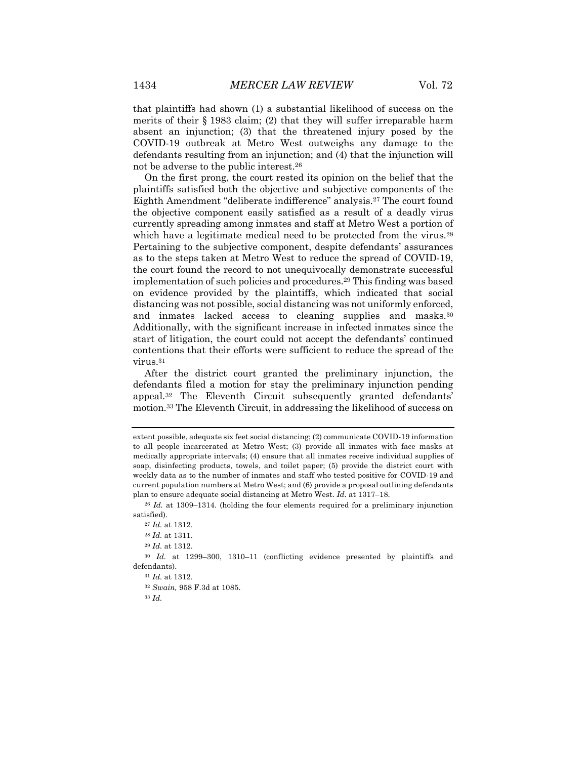that plaintiffs had shown (1) a substantial likelihood of success on the merits of their § 1983 claim; (2) that they will suffer irreparable harm absent an injunction; (3) that the threatened injury posed by the COVID-19 outbreak at Metro West outweighs any damage to the defendants resulting from an injunction; and (4) that the injunction will not be adverse to the public interest.[26]

On the first prong, the court rested its opinion on the belief that the plaintiffs satisfied both the objective and subjective components of the Eighth Amendment "deliberate indifference" analysis.[27] The court found the objective component easily satisfied as a result of a deadly virus currently spreading among inmates and staff at Metro West a portion of which have a legitimate medical need to be protected from the virus.[28] Pertaining to the subjective component, despite defendants' assurances as to the steps taken at Metro West to reduce the spread of COVID-19, the court found the record to not unequivocally demonstrate successful implementation of such policies and procedures.[29] This finding was based on evidence provided by the plaintiffs, which indicated that social distancing was not possible, social distancing was not uniformly enforced, and inmates lacked access to cleaning supplies and masks.[30] Additionally, with the significant increase in infected inmates since the start of litigation, the court could not accept the defendants' continued contentions that their efforts were sufficient to reduce the spread of the virus.[31]

After the district court granted the preliminary injunction, the defendants filed a motion for stay the preliminary injunction pending appeal.[32] The Eleventh Circuit subsequently granted defendants' motion.[33] The Eleventh Circuit, in addressing the likelihood of success on

---

extent possible, adequate six feet social distancing; (2) communicate COVID-19 information to all people incarcerated at Metro West; (3) provide all inmates with face masks at medically appropriate intervals; (4) ensure that all inmates receive individual supplies of soap, disinfecting products, towels, and toilet paper; (5) provide the district court with weekly data as to the number of inmates and staff who tested positive for COVID-19 and current population numbers at Metro West; and (6) provide a proposal outlining defendants plan to ensure adequate social distancing at Metro West. *Id.* at 1317–18.

[26] *Id.* at 1309–1314. (holding the four elements required for a preliminary injunction satisfied).

[27] *Id.* at 1312.

[28] *Id.* at 1311.

[29] *Id.* at 1312.

[30] *Id.* at 1299–300, 1310–11 (conflicting evidence presented by plaintiffs and defendants).

[31] *Id.* at 1312.

[32] *Swain,* 958 F.3d at 1085.

[33] *Id.*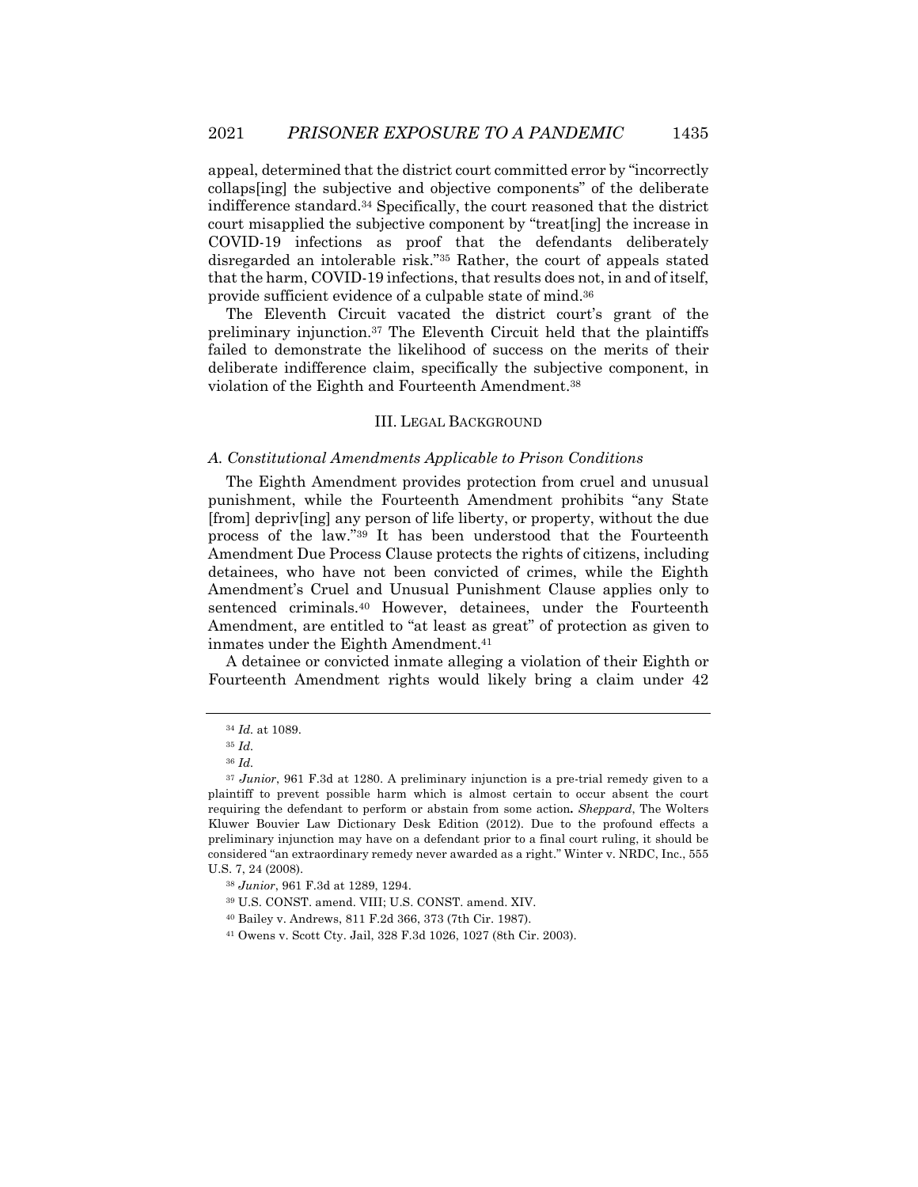appeal, determined that the district court committed error by "incorrectly collaps[ing] the subjective and objective components" of the deliberate indifference standard.[34] Specifically, the court reasoned that the district court misapplied the subjective component by "treat[ing] the increase in COVID-19 infections as proof that the defendants deliberately disregarded an intolerable risk."[35] Rather, the court of appeals stated that the harm, COVID-19 infections, that results does not, in and of itself, provide sufficient evidence of a culpable state of mind.[36]

The Eleventh Circuit vacated the district court's grant of the preliminary injunction.[37] The Eleventh Circuit held that the plaintiffs failed to demonstrate the likelihood of success on the merits of their deliberate indifference claim, specifically the subjective component, in violation of the Eighth and Fourteenth Amendment.[38]

## III. Legal Background

### *A. Constitutional Amendments Applicable to Prison Conditions*

The Eighth Amendment provides protection from cruel and unusual punishment, while the Fourteenth Amendment prohibits "any State [from] depriv[ing] any person of life liberty, or property, without the due process of the law."[39] It has been understood that the Fourteenth Amendment Due Process Clause protects the rights of citizens, including detainees, who have not been convicted of crimes, while the Eighth Amendment's Cruel and Unusual Punishment Clause applies only to sentenced criminals.[40] However, detainees, under the Fourteenth Amendment, are entitled to "at least as great" of protection as given to inmates under the Eighth Amendment.[41]

A detainee or convicted inmate alleging a violation of their Eighth or Fourteenth Amendment rights would likely bring a claim under 42

---

[34] *Id.* at 1089.

[35] *Id.*

[36] *Id.*

[37] *Junior*, 961 F.3d at 1280. A preliminary injunction is a pre-trial remedy given to a plaintiff to prevent possible harm which is almost certain to occur absent the court requiring the defendant to perform or abstain from some action**.** *Sheppard*, The Wolters Kluwer Bouvier Law Dictionary Desk Edition (2012). Due to the profound effects a preliminary injunction may have on a defendant prior to a final court ruling, it should be considered "an extraordinary remedy never awarded as a right." Winter v. NRDC, Inc., 555 U.S. 7, 24 (2008).

[38] *Junior*, 961 F.3d at 1289, 1294.

[39] U.S. CONST. amend. VIII; U.S. CONST. amend. XIV.

[40] Bailey v. Andrews, 811 F.2d 366, 373 (7th Cir. 1987).

[41] Owens v. Scott Cty. Jail, 328 F.3d 1026, 1027 (8th Cir. 2003).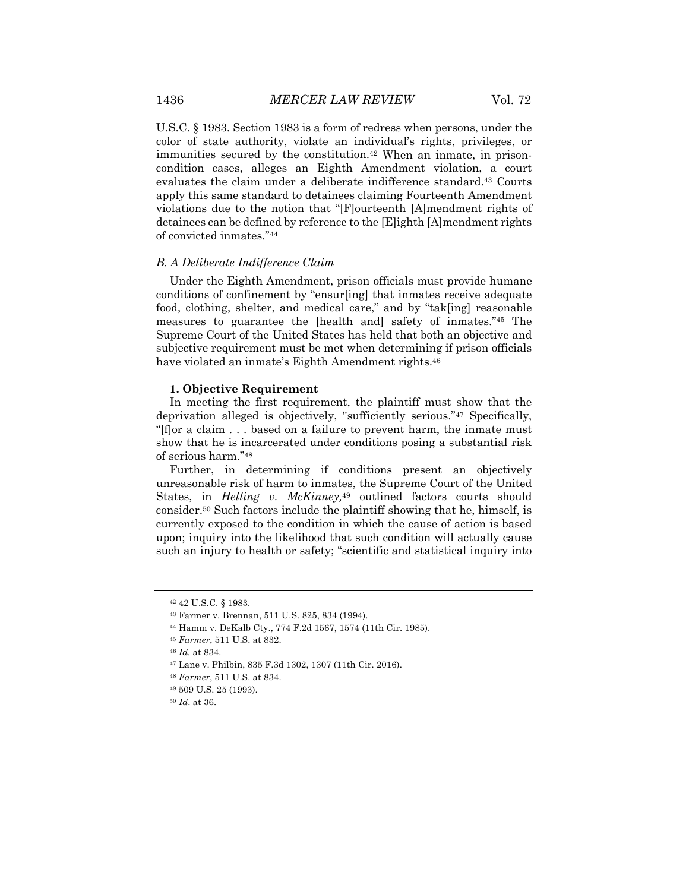U.S.C. § 1983. Section 1983 is a form of redress when persons, under the color of state authority, violate an individual's rights, privileges, or immunities secured by the constitution.[42] When an inmate, in prison-condition cases, alleges an Eighth Amendment violation, a court evaluates the claim under a deliberate indifference standard.[43] Courts apply this same standard to detainees claiming Fourteenth Amendment violations due to the notion that "[F]ourteenth [A]mendment rights of detainees can be defined by reference to the [E]ighth [A]mendment rights of convicted inmates."[44]

### *B. A Deliberate Indifference Claim*

Under the Eighth Amendment, prison officials must provide humane conditions of confinement by "ensur[ing] that inmates receive adequate food, clothing, shelter, and medical care," and by "tak[ing] reasonable measures to guarantee the [health and] safety of inmates."[45] The Supreme Court of the United States has held that both an objective and subjective requirement must be met when determining if prison officials have violated an inmate's Eighth Amendment rights.[46]

#### 1. Objective Requirement

In meeting the first requirement, the plaintiff must show that the deprivation alleged is objectively, "sufficiently serious."[47] Specifically, "[f]or a claim . . . based on a failure to prevent harm, the inmate must show that he is incarcerated under conditions posing a substantial risk of serious harm."[48]

Further, in determining if conditions present an objectively unreasonable risk of harm to inmates, the Supreme Court of the United States, in *Helling v. McKinney,*[49] outlined factors courts should consider.[50] Such factors include the plaintiff showing that he, himself, is currently exposed to the condition in which the cause of action is based upon; inquiry into the likelihood that such condition will actually cause such an injury to health or safety; "scientific and statistical inquiry into

---

[42] 42 U.S.C. § 1983.

[43] Farmer v. Brennan, 511 U.S. 825, 834 (1994).

[44] Hamm v. DeKalb Cty., 774 F.2d 1567, 1574 (11th Cir. 1985).

[45] *Farmer*, 511 U.S. at 832.

[46] *Id.* at 834.

[47] Lane v. Philbin, 835 F.3d 1302, 1307 (11th Cir. 2016).

[48] *Farmer*, 511 U.S. at 834.

[49] 509 U.S. 25 (1993).

[50] *Id*. at 36.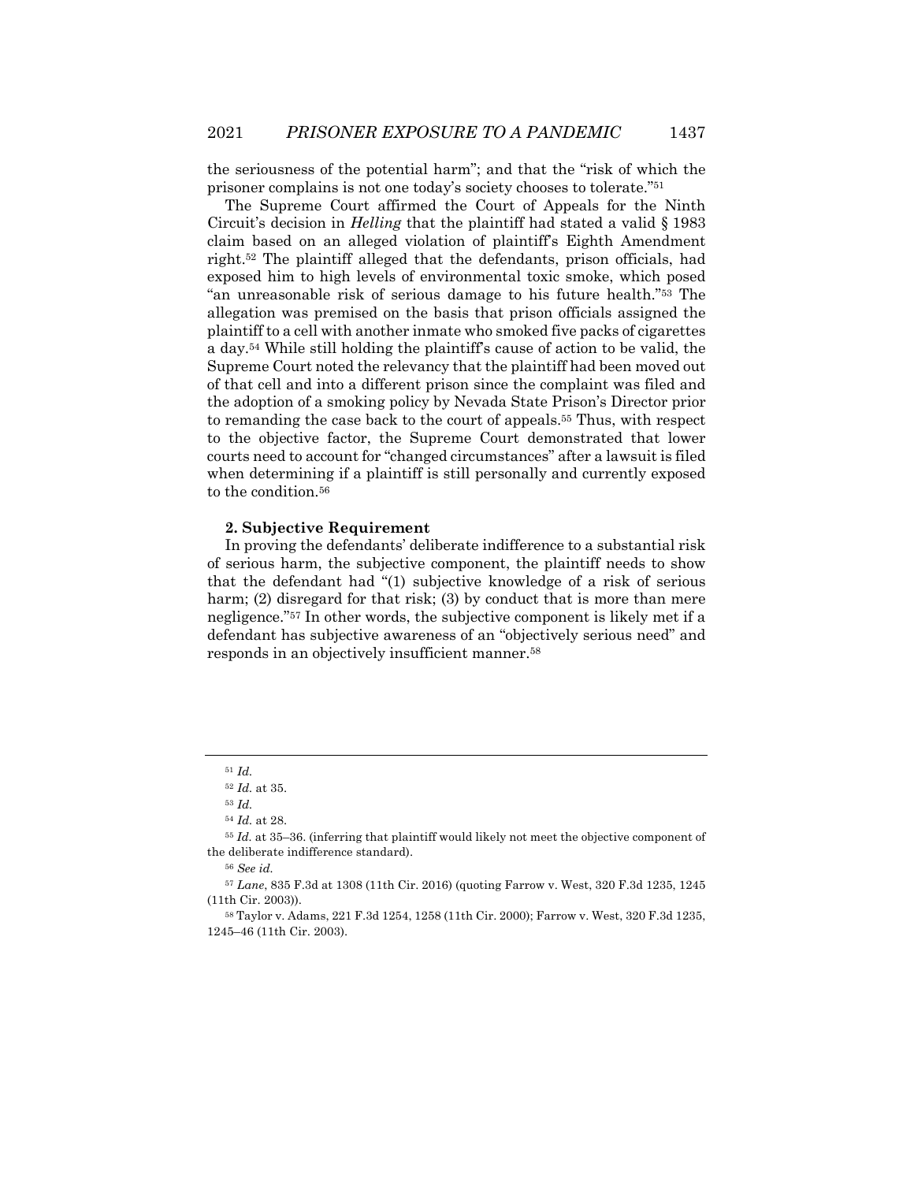the seriousness of the potential harm"; and that the "risk of which the prisoner complains is not one today's society chooses to tolerate."[51]

The Supreme Court affirmed the Court of Appeals for the Ninth Circuit's decision in *Helling* that the plaintiff had stated a valid § 1983 claim based on an alleged violation of plaintiff's Eighth Amendment right.[52] The plaintiff alleged that the defendants, prison officials, had exposed him to high levels of environmental toxic smoke, which posed "an unreasonable risk of serious damage to his future health."[53] The allegation was premised on the basis that prison officials assigned the plaintiff to a cell with another inmate who smoked five packs of cigarettes a day.[54] While still holding the plaintiff's cause of action to be valid, the Supreme Court noted the relevancy that the plaintiff had been moved out of that cell and into a different prison since the complaint was filed and the adoption of a smoking policy by Nevada State Prison's Director prior to remanding the case back to the court of appeals.[55] Thus, with respect to the objective factor, the Supreme Court demonstrated that lower courts need to account for "changed circumstances" after a lawsuit is filed when determining if a plaintiff is still personally and currently exposed to the condition.[56]

**2. Subjective Requirement**

In proving the defendants' deliberate indifference to a substantial risk of serious harm, the subjective component, the plaintiff needs to show that the defendant had "(1) subjective knowledge of a risk of serious harm; (2) disregard for that risk; (3) by conduct that is more than mere negligence."[57] In other words, the subjective component is likely met if a defendant has subjective awareness of an "objectively serious need" and responds in an objectively insufficient manner.[58]

---

[51] *Id.*

[52] *Id.* at 35.

[53] *Id.*

[54] *Id.* at 28.

[55] *Id.* at 35–36. (inferring that plaintiff would likely not meet the objective component of the deliberate indifference standard).

[56] *See id.*

[57] *Lane*, 835 F.3d at 1308 (11th Cir. 2016) (quoting Farrow v. West, 320 F.3d 1235, 1245 (11th Cir. 2003)).

[58] Taylor v. Adams, 221 F.3d 1254, 1258 (11th Cir. 2000); Farrow v. West, 320 F.3d 1235, 1245–46 (11th Cir. 2003).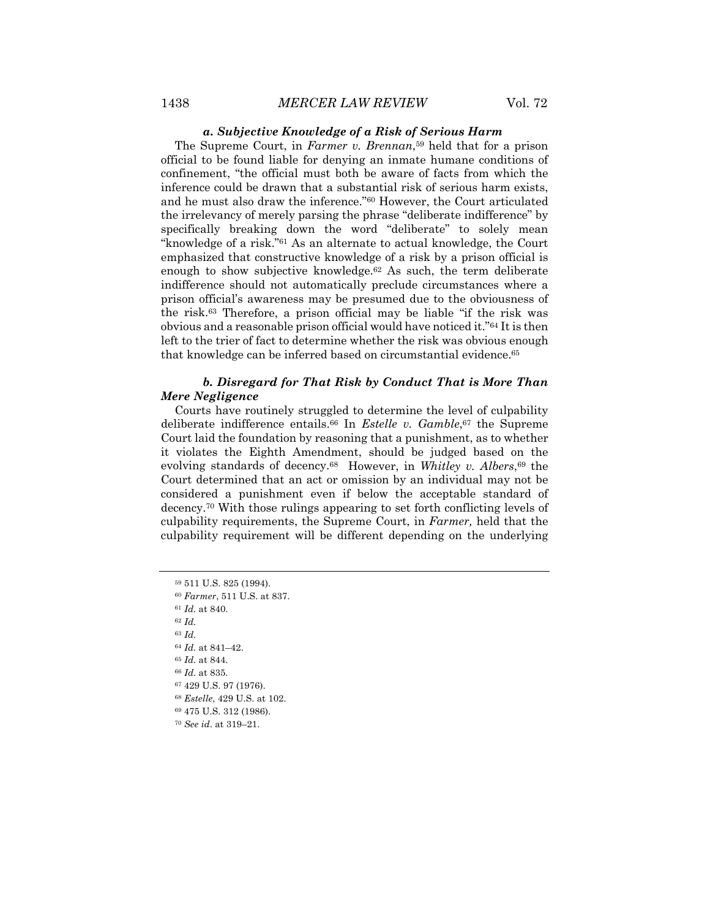#### *a. Subjective Knowledge of a Risk of Serious Harm*

The Supreme Court, in *Farmer v. Brennan*,[59] held that for a prison official to be found liable for denying an inmate humane conditions of confinement, "the official must both be aware of facts from which the inference could be drawn that a substantial risk of serious harm exists, and he must also draw the inference."[60] However, the Court articulated the irrelevancy of merely parsing the phrase "deliberate indifference" by specifically breaking down the word "deliberate" to solely mean "knowledge of a risk."[61] As an alternate to actual knowledge, the Court emphasized that constructive knowledge of a risk by a prison official is enough to show subjective knowledge.[62] As such, the term deliberate indifference should not automatically preclude circumstances where a prison official's awareness may be presumed due to the obviousness of the risk.[63] Therefore, a prison official may be liable "if the risk was obvious and a reasonable prison official would have noticed it."[64] It is then left to the trier of fact to determine whether the risk was obvious enough that knowledge can be inferred based on circumstantial evidence.[65]

#### *b. Disregard for That Risk by Conduct That is More Than Mere Negligence*

Courts have routinely struggled to determine the level of culpability deliberate indifference entails.[66] In *Estelle v. Gamble*,[67] the Supreme Court laid the foundation by reasoning that a punishment, as to whether it violates the Eighth Amendment, should be judged based on the evolving standards of decency.[68] However, in *Whitley v. Albers*,[69] the Court determined that an act or omission by an individual may not be considered a punishment even if below the acceptable standard of decency.[70] With those rulings appearing to set forth conflicting levels of culpability requirements, the Supreme Court, in *Farmer,* held that the culpability requirement will be different depending on the underlying

---

[59] 511 U.S. 825 (1994).

[60] *Farmer*, 511 U.S. at 837.

[61] *Id.* at 840.

[62] *Id.*

[63] *Id.*

[64] *Id.* at 841–42.

[65] *Id.* at 844.

[66] *Id.* at 835.

[67] 429 U.S. 97 (1976).

[68] *Estelle*, 429 U.S. at 102.

[69] 475 U.S. 312 (1986).

[70] *See id.* at 319–21.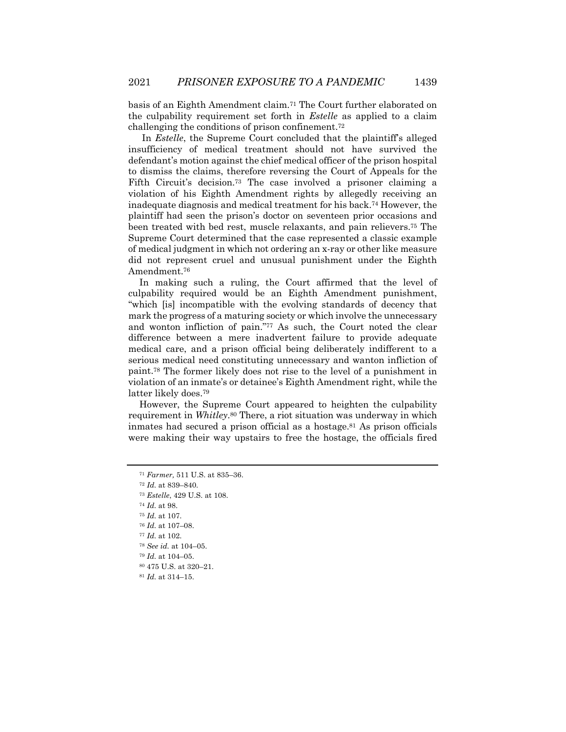basis of an Eighth Amendment claim.[71] The Court further elaborated on the culpability requirement set forth in *Estelle* as applied to a claim challenging the conditions of prison confinement.[72]

In *Estelle*, the Supreme Court concluded that the plaintiff's alleged insufficiency of medical treatment should not have survived the defendant's motion against the chief medical officer of the prison hospital to dismiss the claims, therefore reversing the Court of Appeals for the Fifth Circuit's decision.[73] The case involved a prisoner claiming a violation of his Eighth Amendment rights by allegedly receiving an inadequate diagnosis and medical treatment for his back.[74] However, the plaintiff had seen the prison's doctor on seventeen prior occasions and been treated with bed rest, muscle relaxants, and pain relievers.[75] The Supreme Court determined that the case represented a classic example of medical judgment in which not ordering an x-ray or other like measure did not represent cruel and unusual punishment under the Eighth Amendment.[76]

In making such a ruling, the Court affirmed that the level of culpability required would be an Eighth Amendment punishment, "which [is] incompatible with the evolving standards of decency that mark the progress of a maturing society or which involve the unnecessary and wonton infliction of pain."[77] As such, the Court noted the clear difference between a mere inadvertent failure to provide adequate medical care, and a prison official being deliberately indifferent to a serious medical need constituting unnecessary and wanton infliction of paint.[78] The former likely does not rise to the level of a punishment in violation of an inmate's or detainee's Eighth Amendment right, while the latter likely does.[79]

However, the Supreme Court appeared to heighten the culpability requirement in *Whitley*.[80] There, a riot situation was underway in which inmates had secured a prison official as a hostage.[81] As prison officials were making their way upstairs to free the hostage, the officials fired

---

[71] *Farmer*, 511 U.S. at 835–36.

[72] *Id.* at 839–840.

[73] *Estelle*, 429 U.S. at 108.

[74] *Id.* at 98.

[75] *Id.* at 107.

[76] *Id.* at 107–08.

[77] *Id.* at 102.

[78] *See id.* at 104–05.

[79] *Id.* at 104–05.

[80] 475 U.S. at 320–21.

[81] *Id.* at 314–15.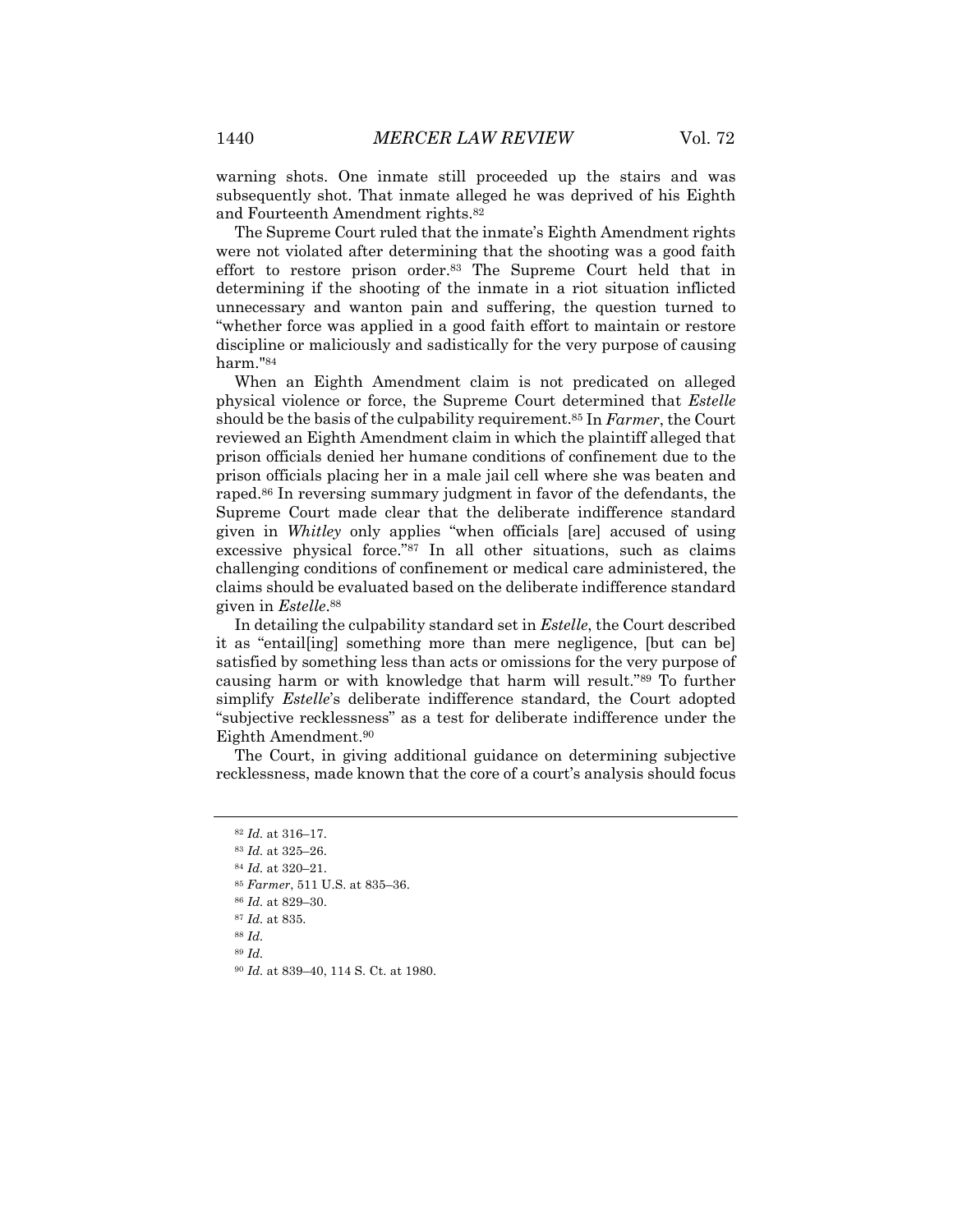warning shots. One inmate still proceeded up the stairs and was subsequently shot. That inmate alleged he was deprived of his Eighth and Fourteenth Amendment rights.[82]

The Supreme Court ruled that the inmate's Eighth Amendment rights were not violated after determining that the shooting was a good faith effort to restore prison order.[83] The Supreme Court held that in determining if the shooting of the inmate in a riot situation inflicted unnecessary and wanton pain and suffering, the question turned to "whether force was applied in a good faith effort to maintain or restore discipline or maliciously and sadistically for the very purpose of causing harm."[84]

When an Eighth Amendment claim is not predicated on alleged physical violence or force, the Supreme Court determined that *Estelle* should be the basis of the culpability requirement.[85] In *Farmer*, the Court reviewed an Eighth Amendment claim in which the plaintiff alleged that prison officials denied her humane conditions of confinement due to the prison officials placing her in a male jail cell where she was beaten and raped.[86] In reversing summary judgment in favor of the defendants, the Supreme Court made clear that the deliberate indifference standard given in *Whitley* only applies "when officials [are] accused of using excessive physical force."[87] In all other situations, such as claims challenging conditions of confinement or medical care administered, the claims should be evaluated based on the deliberate indifference standard given in *Estelle*.[88]

In detailing the culpability standard set in *Estelle*, the Court described it as "entail[ing] something more than mere negligence, [but can be] satisfied by something less than acts or omissions for the very purpose of causing harm or with knowledge that harm will result."[89] To further simplify *Estelle*'s deliberate indifference standard, the Court adopted "subjective recklessness" as a test for deliberate indifference under the Eighth Amendment.[90]

The Court, in giving additional guidance on determining subjective recklessness, made known that the core of a court's analysis should focus

---

[82] *Id.* at 316–17.
[83] *Id.* at 325–26.
[84] *Id.* at 320–21.
[85] *Farmer*, 511 U.S. at 835–36.
[86] *Id.* at 829–30.
[87] *Id.* at 835.
[88] *Id.*
[89] *Id.*
[90] *Id.* at 839–40, 114 S. Ct. at 1980.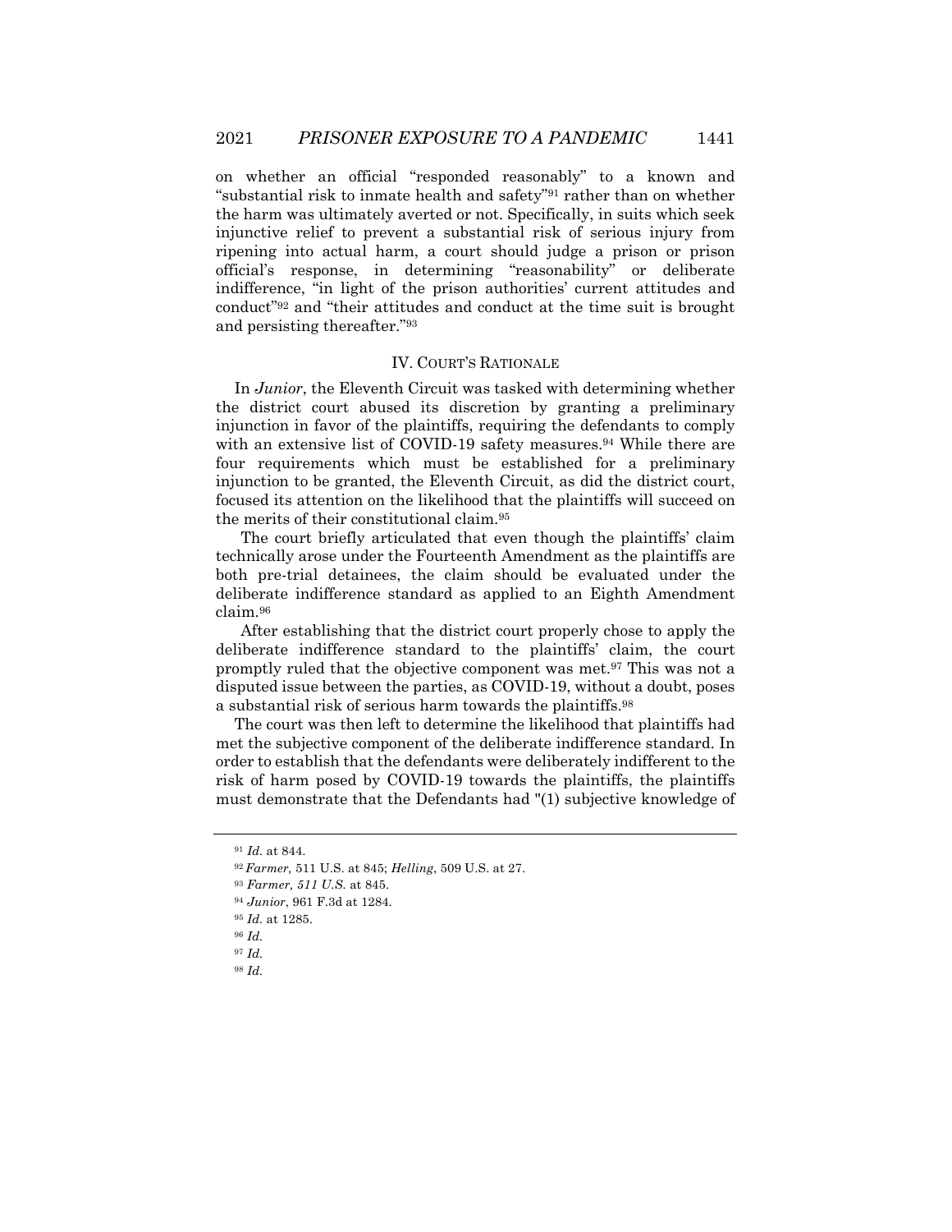on whether an official "responded reasonably" to a known and "substantial risk to inmate health and safety"[91] rather than on whether the harm was ultimately averted or not. Specifically, in suits which seek injunctive relief to prevent a substantial risk of serious injury from ripening into actual harm, a court should judge a prison or prison official's response, in determining "reasonability" or deliberate indifference, "in light of the prison authorities' current attitudes and conduct"[92] and "their attitudes and conduct at the time suit is brought and persisting thereafter."[93]

## IV. COURT'S RATIONALE

In *Junior*, the Eleventh Circuit was tasked with determining whether the district court abused its discretion by granting a preliminary injunction in favor of the plaintiffs, requiring the defendants to comply with an extensive list of COVID-19 safety measures.[94] While there are four requirements which must be established for a preliminary injunction to be granted, the Eleventh Circuit, as did the district court, focused its attention on the likelihood that the plaintiffs will succeed on the merits of their constitutional claim.[95]

The court briefly articulated that even though the plaintiffs' claim technically arose under the Fourteenth Amendment as the plaintiffs are both pre-trial detainees, the claim should be evaluated under the deliberate indifference standard as applied to an Eighth Amendment claim.[96]

After establishing that the district court properly chose to apply the deliberate indifference standard to the plaintiffs' claim, the court promptly ruled that the objective component was met.[97] This was not a disputed issue between the parties, as COVID-19, without a doubt, poses a substantial risk of serious harm towards the plaintiffs.[98]

The court was then left to determine the likelihood that plaintiffs had met the subjective component of the deliberate indifference standard. In order to establish that the defendants were deliberately indifferent to the risk of harm posed by COVID-19 towards the plaintiffs, the plaintiffs must demonstrate that the Defendants had "(1) subjective knowledge of

---

[91] *Id.* at 844.

[92] *Farmer,* 511 U.S. at 845; *Helling*, 509 U.S. at 27.

[93] *Farmer, 511 U.S.* at 845.

[94] *Junior*, 961 F.3d at 1284.

[95] *Id.* at 1285.

[96] *Id.*

[97] *Id.*

[98] *Id.*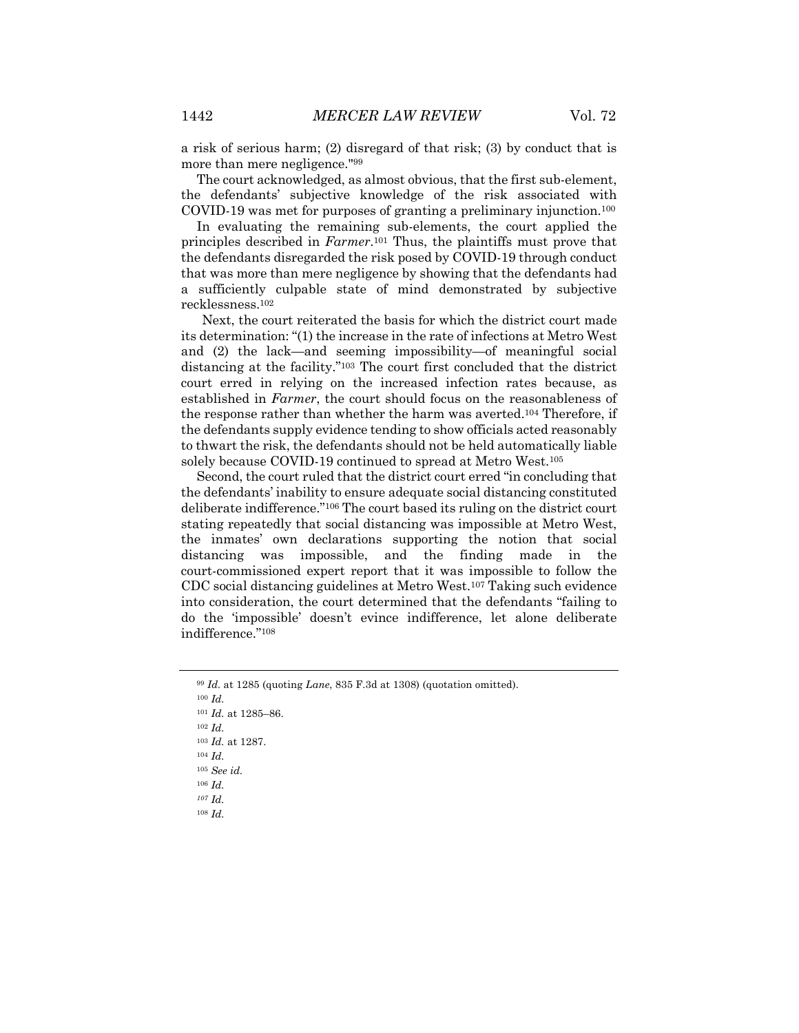a risk of serious harm; (2) disregard of that risk; (3) by conduct that is more than mere negligence."[99]

The court acknowledged, as almost obvious, that the first sub-element, the defendants' subjective knowledge of the risk associated with COVID-19 was met for purposes of granting a preliminary injunction.[100]

In evaluating the remaining sub-elements, the court applied the principles described in *Farmer*.[101] Thus, the plaintiffs must prove that the defendants disregarded the risk posed by COVID-19 through conduct that was more than mere negligence by showing that the defendants had a sufficiently culpable state of mind demonstrated by subjective recklessness.[102]

Next, the court reiterated the basis for which the district court made its determination: "(1) the increase in the rate of infections at Metro West and (2) the lack—and seeming impossibility—of meaningful social distancing at the facility."[103] The court first concluded that the district court erred in relying on the increased infection rates because, as established in *Farmer*, the court should focus on the reasonableness of the response rather than whether the harm was averted.[104] Therefore, if the defendants supply evidence tending to show officials acted reasonably to thwart the risk, the defendants should not be held automatically liable solely because COVID-19 continued to spread at Metro West.[105]

Second, the court ruled that the district court erred "in concluding that the defendants' inability to ensure adequate social distancing constituted deliberate indifference."[106] The court based its ruling on the district court stating repeatedly that social distancing was impossible at Metro West, the inmates' own declarations supporting the notion that social distancing was impossible, and the finding made in the court-commissioned expert report that it was impossible to follow the CDC social distancing guidelines at Metro West.[107] Taking such evidence into consideration, the court determined that the defendants "failing to do the 'impossible' doesn't evince indifference, let alone deliberate indifference."[108]

---

[99] *Id.* at 1285 (quoting *Lane*, 835 F.3d at 1308) (quotation omitted).

[100] *Id.*

[101] *Id.* at 1285–86.

[102] *Id.*

[103] *Id.* at 1287.

[104] *Id.*

[105] *See id.*

[106] *Id.*

[107] *Id.*

[108] *Id.*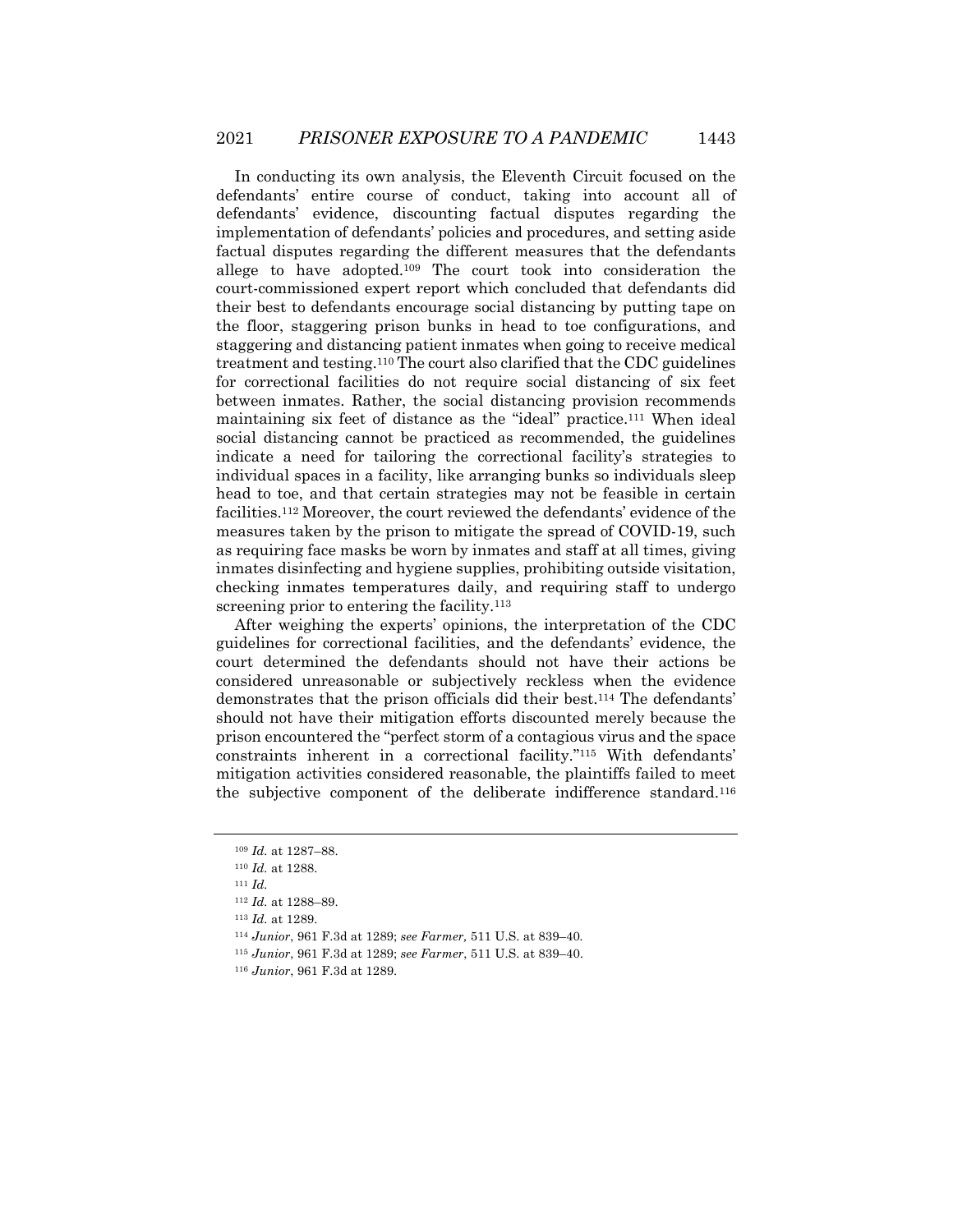In conducting its own analysis, the Eleventh Circuit focused on the defendants' entire course of conduct, taking into account all of defendants' evidence, discounting factual disputes regarding the implementation of defendants' policies and procedures, and setting aside factual disputes regarding the different measures that the defendants allege to have adopted.[109] The court took into consideration the court-commissioned expert report which concluded that defendants did their best to defendants encourage social distancing by putting tape on the floor, staggering prison bunks in head to toe configurations, and staggering and distancing patient inmates when going to receive medical treatment and testing.[110] The court also clarified that the CDC guidelines for correctional facilities do not require social distancing of six feet between inmates. Rather, the social distancing provision recommends maintaining six feet of distance as the "ideal" practice.[111] When ideal social distancing cannot be practiced as recommended, the guidelines indicate a need for tailoring the correctional facility's strategies to individual spaces in a facility, like arranging bunks so individuals sleep head to toe, and that certain strategies may not be feasible in certain facilities.[112] Moreover, the court reviewed the defendants' evidence of the measures taken by the prison to mitigate the spread of COVID-19, such as requiring face masks be worn by inmates and staff at all times, giving inmates disinfecting and hygiene supplies, prohibiting outside visitation, checking inmates temperatures daily, and requiring staff to undergo screening prior to entering the facility.[113]

After weighing the experts' opinions, the interpretation of the CDC guidelines for correctional facilities, and the defendants' evidence, the court determined the defendants should not have their actions be considered unreasonable or subjectively reckless when the evidence demonstrates that the prison officials did their best.[114] The defendants' should not have their mitigation efforts discounted merely because the prison encountered the "perfect storm of a contagious virus and the space constraints inherent in a correctional facility."[115] With defendants' mitigation activities considered reasonable, the plaintiffs failed to meet the subjective component of the deliberate indifference standard.[116]

---

[109] *Id.* at 1287–88.

[110] *Id.* at 1288.

[111] *Id.*

[112] *Id.* at 1288–89.

[113] *Id.* at 1289.

[114] *Junior*, 961 F.3d at 1289; *see Farmer,* 511 U.S. at 839–40.

[115] *Junior*, 961 F.3d at 1289; *see Farmer*, 511 U.S. at 839–40.

[116] *Junior*, 961 F.3d at 1289.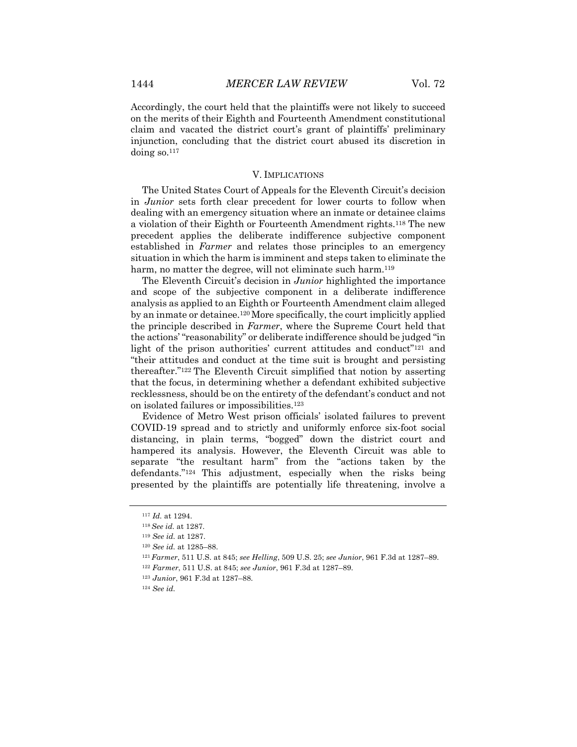Accordingly, the court held that the plaintiffs were not likely to succeed on the merits of their Eighth and Fourteenth Amendment constitutional claim and vacated the district court's grant of plaintiffs' preliminary injunction, concluding that the district court abused its discretion in doing so.[117]

## V. IMPLICATIONS

The United States Court of Appeals for the Eleventh Circuit's decision in *Junior* sets forth clear precedent for lower courts to follow when dealing with an emergency situation where an inmate or detainee claims a violation of their Eighth or Fourteenth Amendment rights.[118] The new precedent applies the deliberate indifference subjective component established in *Farmer* and relates those principles to an emergency situation in which the harm is imminent and steps taken to eliminate the harm, no matter the degree, will not eliminate such harm.[119]

The Eleventh Circuit's decision in *Junior* highlighted the importance and scope of the subjective component in a deliberate indifference analysis as applied to an Eighth or Fourteenth Amendment claim alleged by an inmate or detainee.[120] More specifically, the court implicitly applied the principle described in *Farmer*, where the Supreme Court held that the actions' "reasonability" or deliberate indifference should be judged "in light of the prison authorities' current attitudes and conduct"[121] and "their attitudes and conduct at the time suit is brought and persisting thereafter."[122] The Eleventh Circuit simplified that notion by asserting that the focus, in determining whether a defendant exhibited subjective recklessness, should be on the entirety of the defendant's conduct and not on isolated failures or impossibilities.[123]

Evidence of Metro West prison officials' isolated failures to prevent COVID-19 spread and to strictly and uniformly enforce six-foot social distancing, in plain terms, "bogged" down the district court and hampered its analysis. However, the Eleventh Circuit was able to separate "the resultant harm" from the "actions taken by the defendants."[124] This adjustment, especially when the risks being presented by the plaintiffs are potentially life threatening, involve a

---

[117] *Id.* at 1294.

[118] *See id.* at 1287.

[119] *See id.* at 1287.

[120] *See id.* at 1285–88.

[121] *Farmer*, 511 U.S. at 845; *see Helling*, 509 U.S. 25; *see Junior*, 961 F.3d at 1287–89.

[122] *Farmer*, 511 U.S. at 845; *see Junior*, 961 F.3d at 1287–89.

[123] *Junior*, 961 F.3d at 1287–88.

[124] *See id.*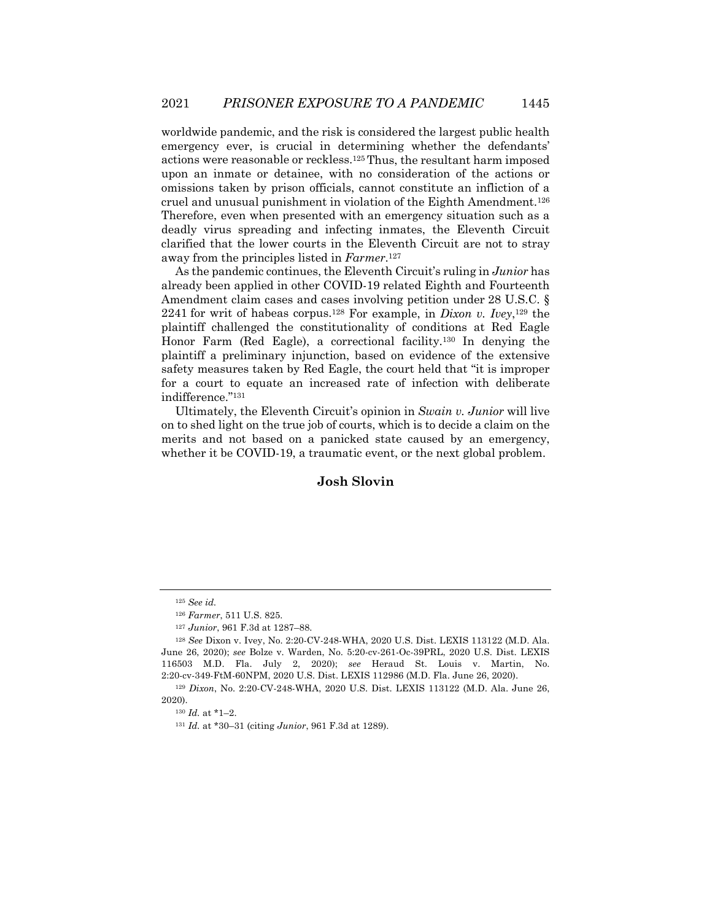worldwide pandemic, and the risk is considered the largest public health emergency ever, is crucial in determining whether the defendants' actions were reasonable or reckless.[125] Thus, the resultant harm imposed upon an inmate or detainee, with no consideration of the actions or omissions taken by prison officials, cannot constitute an infliction of a cruel and unusual punishment in violation of the Eighth Amendment.[126] Therefore, even when presented with an emergency situation such as a deadly virus spreading and infecting inmates, the Eleventh Circuit clarified that the lower courts in the Eleventh Circuit are not to stray away from the principles listed in *Farmer*.[127]

As the pandemic continues, the Eleventh Circuit's ruling in *Junior* has already been applied in other COVID-19 related Eighth and Fourteenth Amendment claim cases and cases involving petition under 28 U.S.C. § 2241 for writ of habeas corpus.[128] For example, in *Dixon v. Ivey*,[129] the plaintiff challenged the constitutionality of conditions at Red Eagle Honor Farm (Red Eagle), a correctional facility.[130] In denying the plaintiff a preliminary injunction, based on evidence of the extensive safety measures taken by Red Eagle, the court held that "it is improper for a court to equate an increased rate of infection with deliberate indifference."[131]

Ultimately, the Eleventh Circuit's opinion in *Swain v. Junior* will live on to shed light on the true job of courts, which is to decide a claim on the merits and not based on a panicked state caused by an emergency, whether it be COVID-19, a traumatic event, or the next global problem.

**Josh Slovin**

---

[125] *See id.*

[126] *Farmer*, 511 U.S. 825.

[127] *Junior*, 961 F.3d at 1287–88.

[128] *See* Dixon v. Ivey, No. 2:20-CV-248-WHA, 2020 U.S. Dist. LEXIS 113122 (M.D. Ala. June 26, 2020); *see* Bolze v. Warden, No. 5:20-cv-261-Oc-39PRL, 2020 U.S. Dist. LEXIS 116503 M.D. Fla. July 2, 2020); *see* Heraud St. Louis v. Martin, No. 2:20-cv-349-FtM-60NPM, 2020 U.S. Dist. LEXIS 112986 (M.D. Fla. June 26, 2020).

[129] *Dixon*, No. 2:20-CV-248-WHA, 2020 U.S. Dist. LEXIS 113122 (M.D. Ala. June 26, 2020).

[130] *Id.* at *1–2.

[131] *Id.* at *30–31 (citing *Junior*, 961 F.3d at 1289).